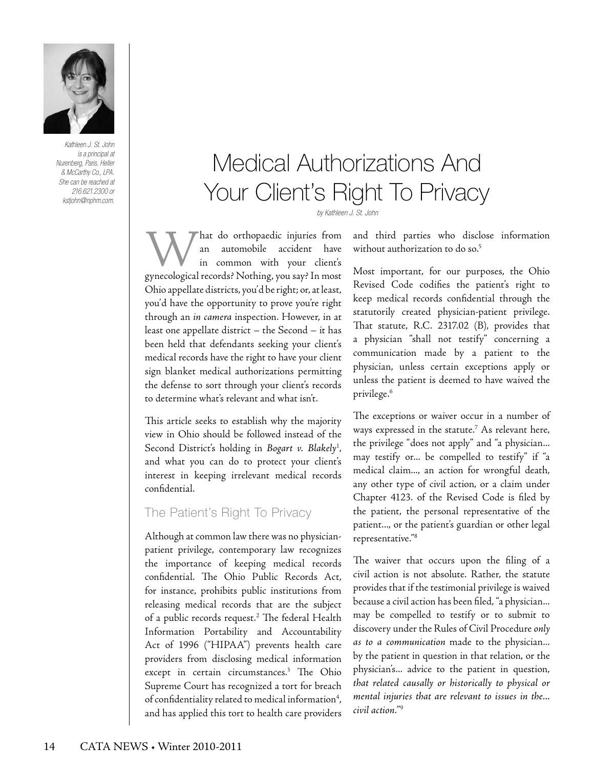Kathleen J. St. John is a principal at Nurenberg, Paris, Heller & McCarthy Co., LPA. She can be reached at 216.621.2300 or kstjohn@nphm.com.

# Medical Authorizations And Your Client's Right To Privacy

*by Kathleen J. St. John*

What do orthopaedic injuries from an automobile accident have in common with your client's gynecological records? Nothing, you say? In most Ohio appellate districts, you'd be right; or, at least, you'd have the opportunity to prove you're right through an *in camera* inspection. However, in at least one appellate district – the Second – it has been held that defendants seeking your client's medical records have the right to have your client sign blanket medical authorizations permitting the defense to sort through your client's records to determine what's relevant and what isn't.

This article seeks to establish why the majority view in Ohio should be followed instead of the Second District's holding in *Bogart v. Blakely*[1], and what you can do to protect your client's interest in keeping irrelevant medical records confidential.

## The Patient's Right To Privacy

Although at common law there was no physician-patient privilege, contemporary law recognizes the importance of keeping medical records confidential. The Ohio Public Records Act, for instance, prohibits public institutions from releasing medical records that are the subject of a public records request.[2] The federal Health Information Portability and Accountability Act of 1996 ("HIPAA") prevents health care providers from disclosing medical information except in certain circumstances.[3] The Ohio Supreme Court has recognized a tort for breach of confidentiality related to medical information[4], and has applied this tort to health care providers and third parties who disclose information without authorization to do so.[5]

Most important, for our purposes, the Ohio Revised Code codifies the patient's right to keep medical records confidential through the statutorily created physician-patient privilege. That statute, R.C. 2317.02 (B), provides that a physician "shall not testify" concerning a communication made by a patient to the physician, unless certain exceptions apply or unless the patient is deemed to have waived the privilege.[6]

The exceptions or waiver occur in a number of ways expressed in the statute.[7] As relevant here, the privilege "does not apply" and "a physician... may testify or... be compelled to testify" if "a medical claim..., an action for wrongful death, any other type of civil action, or a claim under Chapter 4123. of the Revised Code is filed by the patient, the personal representative of the patient..., or the patient's guardian or other legal representative."[8]

The waiver that occurs upon the filing of a civil action is not absolute. Rather, the statute provides that if the testimonial privilege is waived because a civil action has been filed, "a physician... may be compelled to testify or to submit to discovery under the Rules of Civil Procedure *only as to a communication* made to the physician... by the patient in question in that relation, or the physician's... advice to the patient in question, *that related causally or historically to physical or mental injuries that are relevant to issues in the... civil action.*"[9]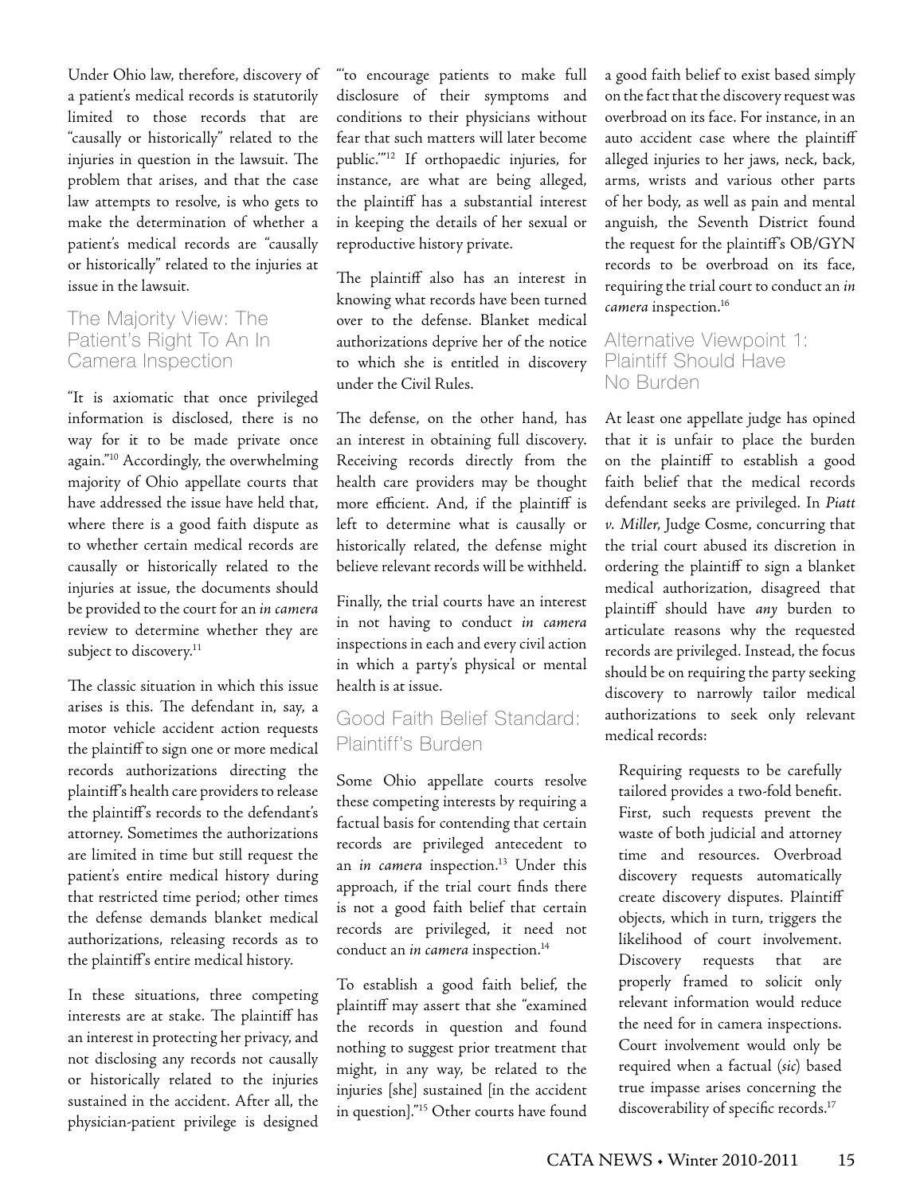Under Ohio law, therefore, discovery of a patient's medical records is statutorily limited to those records that are "causally or historically" related to the injuries in question in the lawsuit. The problem that arises, and that the case law attempts to resolve, is who gets to make the determination of whether a patient's medical records are "causally or historically" related to the injuries at issue in the lawsuit.

## The Majority View: The Patient's Right To An In Camera Inspection

"It is axiomatic that once privileged information is disclosed, there is no way for it to be made private once again."[10] Accordingly, the overwhelming majority of Ohio appellate courts that have addressed the issue have held that, where there is a good faith dispute as to whether certain medical records are causally or historically related to the injuries at issue, the documents should be provided to the court for an *in camera* review to determine whether they are subject to discovery.[11]

The classic situation in which this issue arises is this. The defendant in, say, a motor vehicle accident action requests the plaintiff to sign one or more medical records authorizations directing the plaintiff's health care providers to release the plaintiff's records to the defendant's attorney. Sometimes the authorizations are limited in time but still request the patient's entire medical history during that restricted time period; other times the defense demands blanket medical authorizations, releasing records as to the plaintiff's entire medical history.

In these situations, three competing interests are at stake. The plaintiff has an interest in protecting her privacy, and not disclosing any records not causally or historically related to the injuries sustained in the accident. After all, the physician-patient privilege is designed "'to encourage patients to make full disclosure of their symptoms and conditions to their physicians without fear that such matters will later become public.'"[12] If orthopaedic injuries, for instance, are what are being alleged, the plaintiff has a substantial interest in keeping the details of her sexual or reproductive history private.

The plaintiff also has an interest in knowing what records have been turned over to the defense. Blanket medical authorizations deprive her of the notice to which she is entitled in discovery under the Civil Rules.

The defense, on the other hand, has an interest in obtaining full discovery. Receiving records directly from the health care providers may be thought more efficient. And, if the plaintiff is left to determine what is causally or historically related, the defense might believe relevant records will be withheld.

Finally, the trial courts have an interest in not having to conduct *in camera* inspections in each and every civil action in which a party's physical or mental health is at issue.

## Good Faith Belief Standard: Plaintiff's Burden

Some Ohio appellate courts resolve these competing interests by requiring a factual basis for contending that certain records are privileged antecedent to an *in camera* inspection.[13] Under this approach, if the trial court finds there is not a good faith belief that certain records are privileged, it need not conduct an *in camera* inspection.[14]

To establish a good faith belief, the plaintiff may assert that she "examined the records in question and found nothing to suggest prior treatment that might, in any way, be related to the injuries [she] sustained [in the accident in question]."[15] Other courts have found a good faith belief to exist based simply on the fact that the discovery request was overbroad on its face. For instance, in an auto accident case where the plaintiff alleged injuries to her jaws, neck, back, arms, wrists and various other parts of her body, as well as pain and mental anguish, the Seventh District found the request for the plaintiff's OB/GYN records to be overbroad on its face, requiring the trial court to conduct an *in camera* inspection.[16]

## Alternative Viewpoint 1: Plaintiff Should Have No Burden

At least one appellate judge has opined that it is unfair to place the burden on the plaintiff to establish a good faith belief that the medical records defendant seeks are privileged. In *Piatt v. Miller*, Judge Cosme, concurring that the trial court abused its discretion in ordering the plaintiff to sign a blanket medical authorization, disagreed that plaintiff should have *any* burden to articulate reasons why the requested records are privileged. Instead, the focus should be on requiring the party seeking discovery to narrowly tailor medical authorizations to seek only relevant medical records:

> Requiring requests to be carefully tailored provides a two-fold benefit. First, such requests prevent the waste of both judicial and attorney time and resources. Overbroad discovery requests automatically create discovery disputes. Plaintiff objects, which in turn, triggers the likelihood of court involvement. Discovery requests that are properly framed to solicit only relevant information would reduce the need for in camera inspections. Court involvement would only be required when a factual (*sic*) based true impasse arises concerning the discoverability of specific records.[17]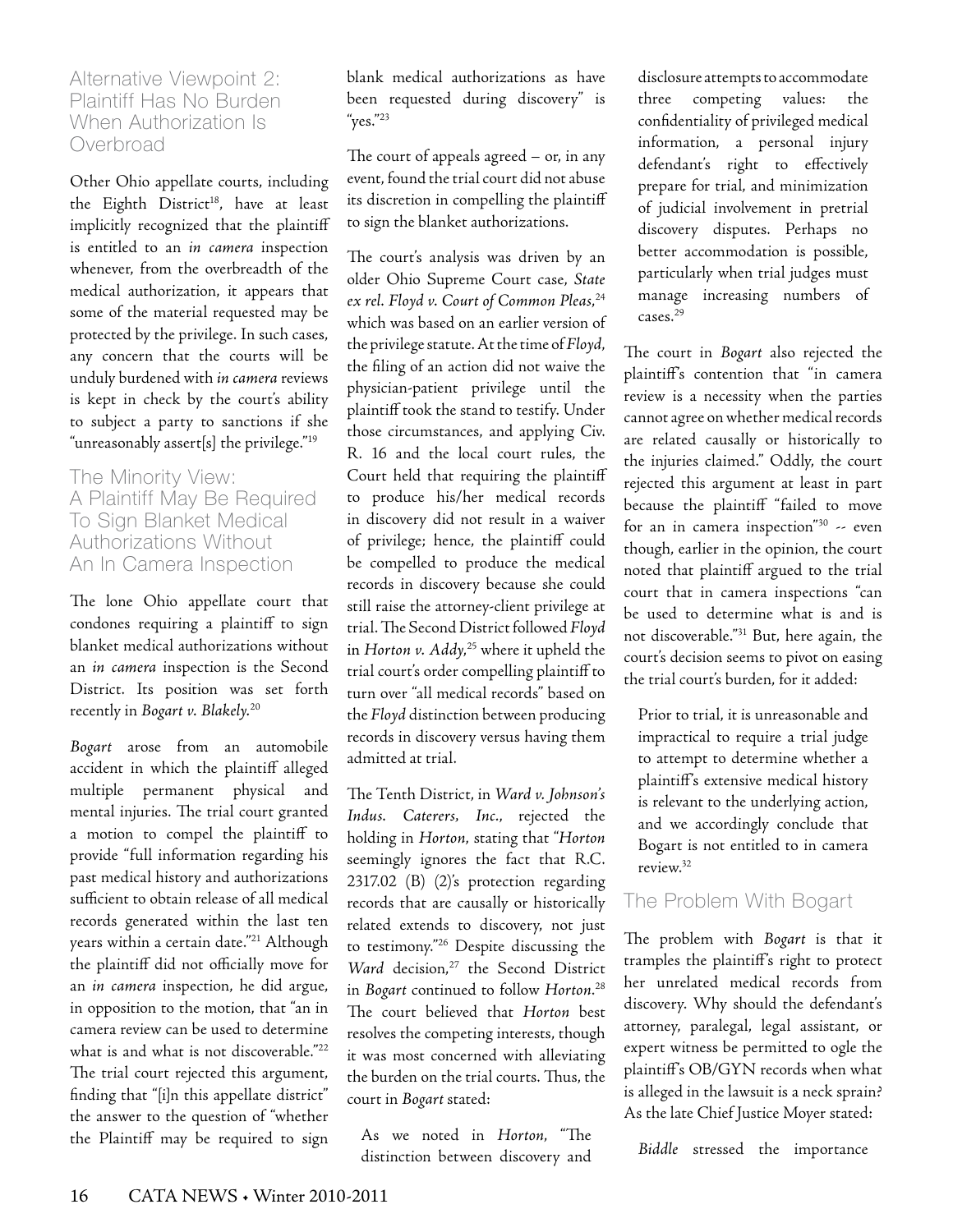## Alternative Viewpoint 2: Plaintiff Has No Burden When Authorization Is Overbroad

Other Ohio appellate courts, including the Eighth District[18], have at least implicitly recognized that the plaintiff is entitled to an *in camera* inspection whenever, from the overbreadth of the medical authorization, it appears that some of the material requested may be protected by the privilege. In such cases, any concern that the courts will be unduly burdened with *in camera* reviews is kept in check by the court's ability to subject a party to sanctions if she "unreasonably assert[s] the privilege."[19]

## The Minority View: A Plaintiff May Be Required To Sign Blanket Medical Authorizations Without An In Camera Inspection

The lone Ohio appellate court that condones requiring a plaintiff to sign blanket medical authorizations without an *in camera* inspection is the Second District. Its position was set forth recently in *Bogart v. Blakely.*[20]

*Bogart* arose from an automobile accident in which the plaintiff alleged multiple permanent physical and mental injuries. The trial court granted a motion to compel the plaintiff to provide "full information regarding his past medical history and authorizations sufficient to obtain release of all medical records generated within the last ten years within a certain date."[21] Although the plaintiff did not officially move for an *in camera* inspection, he did argue, in opposition to the motion, that "an in camera review can be used to determine what is and what is not discoverable."[22] The trial court rejected this argument, finding that "[i]n this appellate district" the answer to the question of "whether the Plaintiff may be required to sign blank medical authorizations as have been requested during discovery" is "yes."[23]

The court of appeals agreed – or, in any event, found the trial court did not abuse its discretion in compelling the plaintiff to sign the blanket authorizations.

The court's analysis was driven by an older Ohio Supreme Court case, *State ex rel. Floyd v. Court of Common Pleas,*[24] which was based on an earlier version of the privilege statute. At the time of *Floyd*, the filing of an action did not waive the physician-patient privilege until the plaintiff took the stand to testify. Under those circumstances, and applying Civ. R. 16 and the local court rules, the Court held that requiring the plaintiff to produce his/her medical records in discovery did not result in a waiver of privilege; hence, the plaintiff could be compelled to produce the medical records in discovery because she could still raise the attorney-client privilege at trial. The Second District followed *Floyd* in *Horton v. Addy,*[25] where it upheld the trial court's order compelling plaintiff to turn over "all medical records" based on the *Floyd* distinction between producing records in discovery versus having them admitted at trial.

The Tenth District, in *Ward v. Johnson's Indus. Caterers, Inc.*, rejected the holding in *Horton*, stating that "*Horton* seemingly ignores the fact that R.C. 2317.02 (B) (2)'s protection regarding records that are causally or historically related extends to discovery, not just to testimony."[26] Despite discussing the *Ward* decision,[27] the Second District in *Bogart* continued to follow *Horton*.[28] The court believed that *Horton* best resolves the competing interests, though it was most concerned with alleviating the burden on the trial courts. Thus, the court in *Bogart* stated:

> As we noted in *Horton*, "The distinction between discovery and disclosure attempts to accommodate three competing values: the confidentiality of privileged medical information, a personal injury defendant's right to effectively prepare for trial, and minimization of judicial involvement in pretrial discovery disputes. Perhaps no better accommodation is possible, particularly when trial judges must manage increasing numbers of cases.[29]

The court in *Bogart* also rejected the plaintiff's contention that "in camera review is a necessity when the parties cannot agree on whether medical records are related causally or historically to the injuries claimed." Oddly, the court rejected this argument at least in part because the plaintiff "failed to move for an in camera inspection"[30] -- even though, earlier in the opinion, the court noted that plaintiff argued to the trial court that in camera inspections "can be used to determine what is and is not discoverable."[31] But, here again, the court's decision seems to pivot on easing the trial court's burden, for it added:

> Prior to trial, it is unreasonable and impractical to require a trial judge to attempt to determine whether a plaintiff's extensive medical history is relevant to the underlying action, and we accordingly conclude that Bogart is not entitled to in camera review.[32]

## The Problem With Bogart

The problem with *Bogart* is that it tramples the plaintiff's right to protect her unrelated medical records from discovery. Why should the defendant's attorney, paralegal, legal assistant, or expert witness be permitted to ogle the plaintiff's OB/GYN records when what is alleged in the lawsuit is a neck sprain? As the late Chief Justice Moyer stated:

> *Biddle* stressed the importance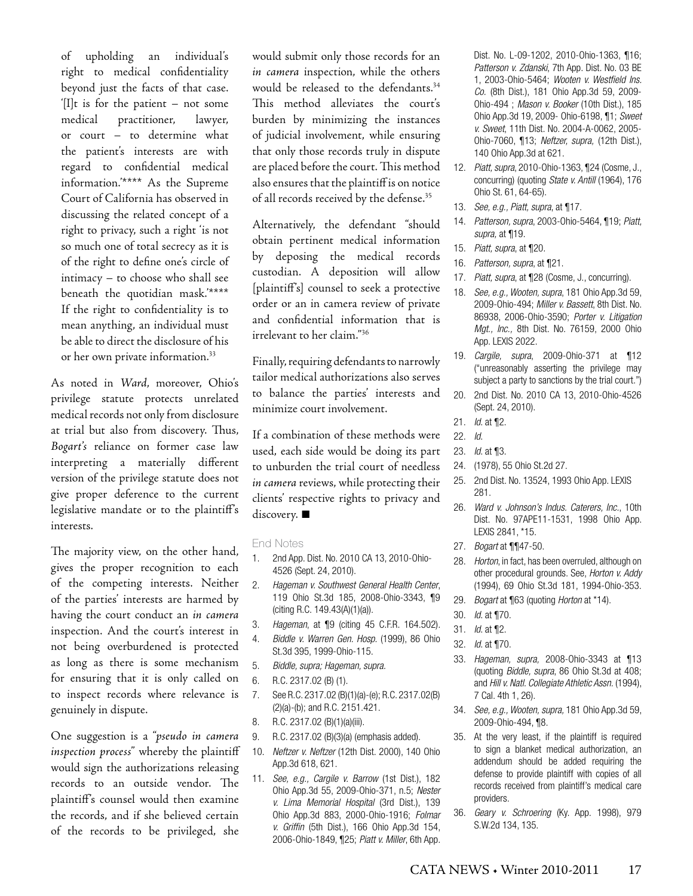of upholding an individual's right to medical confidentiality beyond just the facts of that case. '[I]t is for the patient – not some medical practitioner, lawyer, or court – to determine what the patient's interests are with regard to confidential medical information.'**** As the Supreme Court of California has observed in discussing the related concept of a right to privacy, such a right 'is not so much one of total secrecy as it is of the right to define one's circle of intimacy – to choose who shall see beneath the quotidian mask.'**** If the right to confidentiality is to mean anything, an individual must be able to direct the disclosure of his or her own private information.[33]

As noted in *Ward*, moreover, Ohio's privilege statute protects unrelated medical records not only from disclosure at trial but also from discovery. Thus, *Bogart's* reliance on former case law interpreting a materially different version of the privilege statute does not give proper deference to the current legislative mandate or to the plaintiff's interests.

The majority view, on the other hand, gives the proper recognition to each of the competing interests. Neither of the parties' interests are harmed by having the court conduct an *in camera* inspection. And the court's interest in not being overburdened is protected as long as there is some mechanism for ensuring that it is only called on to inspect records where relevance is genuinely in dispute.

One suggestion is a *"pseudo in camera inspection process"* whereby the plaintiff would sign the authorizations releasing records to an outside vendor. The plaintiff's counsel would then examine the records, and if she believed certain of the records to be privileged, she would submit only those records for an *in camera* inspection, while the others would be released to the defendants.[34] This method alleviates the court's burden by minimizing the instances of judicial involvement, while ensuring that only those records truly in dispute are placed before the court. This method also ensures that the plaintiff is on notice of all records received by the defense.[35]

Alternatively, the defendant "should obtain pertinent medical information by deposing the medical records custodian. A deposition will allow [plaintiff's] counsel to seek a protective order or an in camera review of private and confidential information that is irrelevant to her claim."[36]

Finally, requiring defendants to narrowly tailor medical authorizations also serves to balance the parties' interests and minimize court involvement.

If a combination of these methods were used, each side would be doing its part to unburden the trial court of needless *in camera* reviews, while protecting their clients' respective rights to privacy and discovery. ■

## End Notes

1. 2nd App. Dist. No. 2010 CA 13, 2010-Ohio-4526 (Sept. 24, 2010).
2. *Hageman v. Southwest General Health Center*, 119 Ohio St.3d 185, 2008-Ohio-3343, ¶9 (citing R.C. 149.43(A)(1)(a)).
3. *Hageman*, at ¶9 (citing 45 C.F.R. 164.502).
4. *Biddle v. Warren Gen. Hosp.* (1999), 86 Ohio St.3d 395, 1999-Ohio-115.
5. *Biddle, supra; Hageman, supra.*
6. R.C. 2317.02 (B) (1).
7. See R.C. 2317.02 (B)(1)(a)-(e); R.C. 2317.02(B)(2)(a)-(b); and R.C. 2151.421.
8. R.C. 2317.02 (B)(1)(a)(iii).
9. R.C. 2317.02 (B)(3)(a) (emphasis added).
10. *Neftzer v. Neftzer* (12th Dist. 2000), 140 Ohio App.3d 618, 621.
11. *See, e.g., Cargile v. Barrow* (1st Dist.), 182 Ohio App.3d 55, 2009-Ohio-371, n.5; *Nester v. Lima Memorial Hospital* (3rd Dist.), 139 Ohio App.3d 883, 2000-Ohio-1916; *Folmar v. Griffin* (5th Dist.), 166 Ohio App.3d 154, 2006-Ohio-1849, ¶25; *Piatt v. Miller*, 6th App. Dist. No. L-09-1202, 2010-Ohio-1363, ¶16; *Patterson v. Zdanski*, 7th App. Dist. No. 03 BE 1, 2003-Ohio-5464; *Wooten v. Westfield Ins. Co.* (8th Dist.), 181 Ohio App.3d 59, 2009-Ohio-494 ; *Mason v. Booker* (10th Dist.), 185 Ohio App.3d 19, 2009- Ohio-6198, ¶1; *Sweet v. Sweet*, 11th Dist. No. 2004-A-0062, 2005-Ohio-7060, ¶13; *Neftzer, supra,* (12th Dist.), 140 Ohio App.3d at 621.
12. *Piatt, supra*, 2010-Ohio-1363, ¶24 (Cosme, J., concurring) (quoting *State v. Antill* (1964), 176 Ohio St. 61, 64-65).
13. *See, e.g., Piatt, supra*, at ¶17.
14. *Patterson, supra*, 2003-Ohio-5464, ¶19; *Piatt, supra*, at ¶19.
15. *Piatt, supra*, at ¶20.
16. *Patterson, supra*, at ¶21.
17. *Piatt, supra*, at ¶28 (Cosme, J., concurring).
18. *See, e.g., Wooten, supra*, 181 Ohio App.3d 59, 2009-Ohio-494; *Miller v. Bassett*, 8th Dist. No. 86938, 2006-Ohio-3590; *Porter v. Litigation Mgt., Inc.,* 8th Dist. No. 76159, 2000 Ohio App. LEXIS 2022.
19. *Cargile, supra*, 2009-Ohio-371 at ¶12 ("unreasonably asserting the privilege may subject a party to sanctions by the trial court.")
20. 2nd Dist. No. 2010 CA 13, 2010-Ohio-4526 (Sept. 24, 2010).
21. *Id.* at ¶2.
22. *Id.*
23. *Id.* at ¶3.
24. (1978), 55 Ohio St.2d 27.
25. 2nd Dist. No. 13524, 1993 Ohio App. LEXIS 281.
26. *Ward v. Johnson's Indus. Caterers, Inc.*, 10th Dist. No. 97APE11-1531, 1998 Ohio App. LEXIS 2841, *15.
27. *Bogart* at ¶¶47-50.
28. *Horton*, in fact, has been overruled, although on other procedural grounds. See, *Horton v. Addy* (1994), 69 Ohio St.3d 181, 1994-Ohio-353.
29. *Bogart* at ¶63 (quoting *Horton* at *14).
30. *Id.* at ¶70.
31. *Id.* at ¶2.
32. *Id.* at ¶70.
33. *Hageman, supra,* 2008-Ohio-3343 at ¶13 (quoting *Biddle, supra*, 86 Ohio St.3d at 408; and *Hill v. Natl. Collegiate Athletic Assn.* (1994), 7 Cal. 4th 1, 26).
34. *See, e.g., Wooten, supra,* 181 Ohio App.3d 59, 2009-Ohio-494, ¶8.
35. At the very least, if the plaintiff is required to sign a blanket medical authorization, an addendum should be added requiring the defense to provide plaintiff with copies of all records received from plaintiff's medical care providers.
36. *Geary v. Schroering* (Ky. App. 1998), 979 S.W.2d 134, 135.